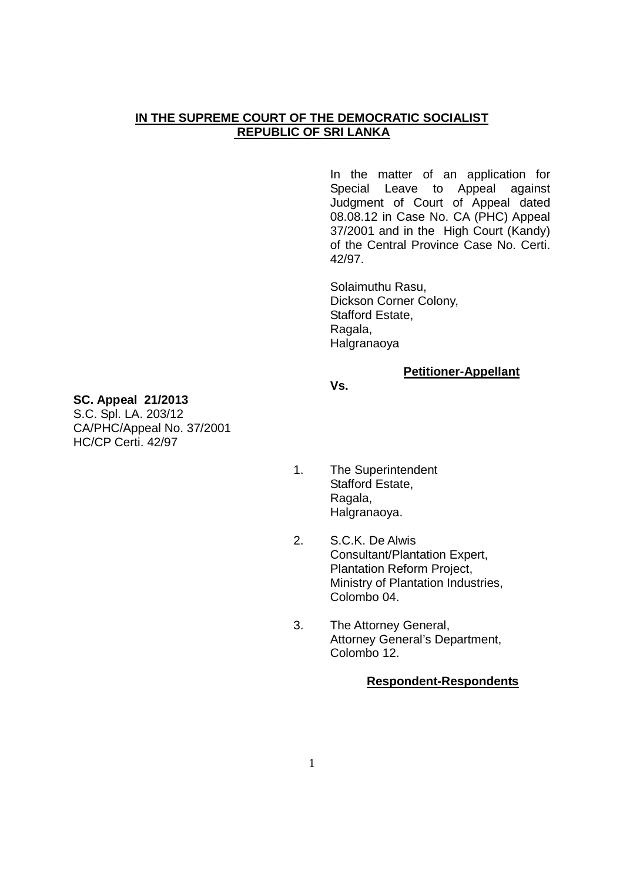**IN THE SUPREME COURT OF THE DEMOCRATIC SOCIALIST REPUBLIC OF SRI LANKA**

In the matter of an application for Special Leave to Appeal against Judgment of Court of Appeal dated 08.08.12 in Case No. CA (PHC) Appeal 37/2001 and in the High Court (Kandy) of the Central Province Case No. Certi. 42/97.

Solaimuthu Rasu,
Dickson Corner Colony,
Stafford Estate,
Ragala,
Halgranaoya

**Petitioner-Appellant**

**Vs.**

**SC. Appeal 21/2013**
S.C. Spl. LA. 203/12
CA/PHC/Appeal No. 37/2001
HC/CP Certi. 42/97

1. The Superintendent
   Stafford Estate,
   Ragala,
   Halgranaoya.

2. S.C.K. De Alwis
   Consultant/Plantation Expert,
   Plantation Reform Project,
   Ministry of Plantation Industries,
   Colombo 04.

3. The Attorney General,
   Attorney General's Department,
   Colombo 12.

**Respondent-Respondents**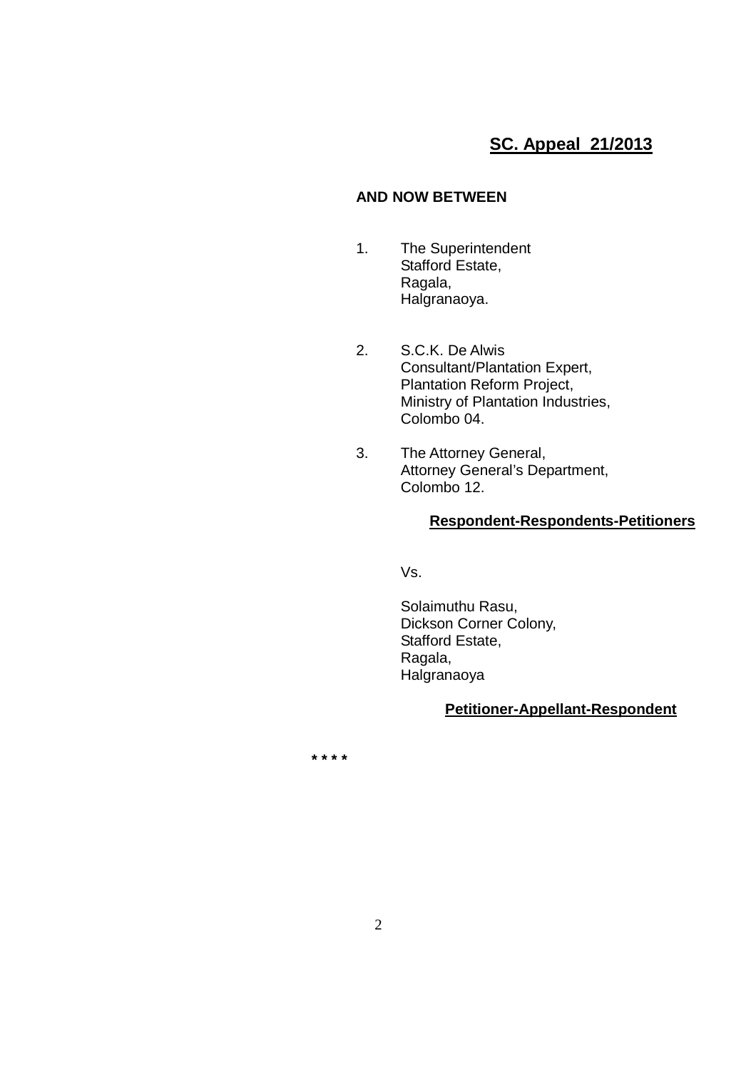**SC. Appeal 21/2013**

**AND NOW BETWEEN**

1. The Superintendent
   Stafford Estate,
   Ragala,
   Halgranaoya.

2. S.C.K. De Alwis
   Consultant/Plantation Expert,
   Plantation Reform Project,
   Ministry of Plantation Industries,
   Colombo 04.

3. The Attorney General,
   Attorney General's Department,
   Colombo 12.

**Respondent-Respondents-Petitioners**

Vs.

Solaimuthu Rasu,
Dickson Corner Colony,
Stafford Estate,
Ragala,
Halgranaoya

**Petitioner-Appellant-Respondent**

\* \* \* \*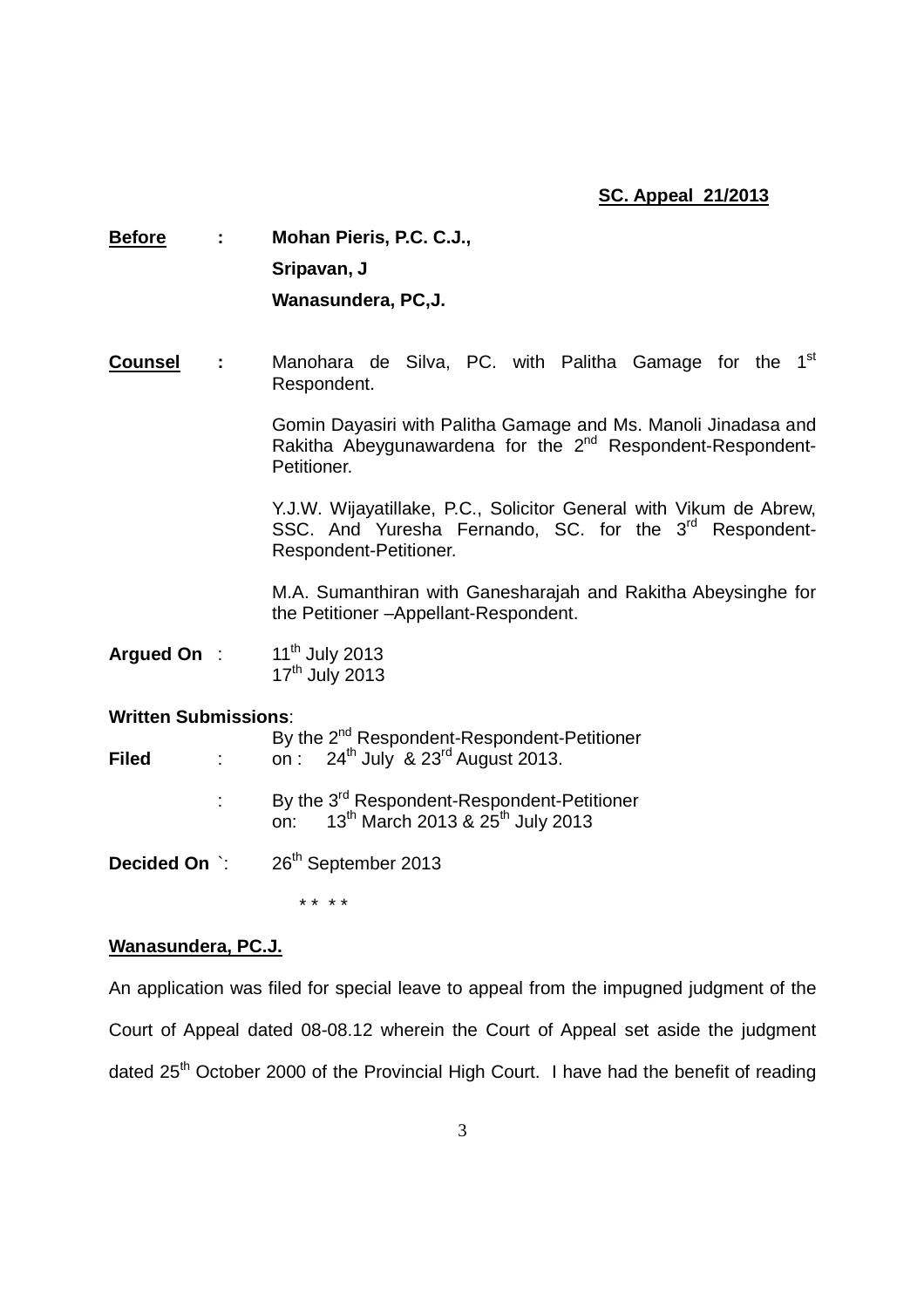**SC. Appeal 21/2013**

| | | |
|---|---|---|
| **Before** | **:** | **Mohan Pieris, P.C. C.J.,** |
| | | **Sripavan, J** |
| | | **Wanasundera, PC,J.** |
| **Counsel** | **:** | Manohara de Silva, PC. with Palitha Gamage for the 1st Respondent. |
| | | Gomin Dayasiri with Palitha Gamage and Ms. Manoli Jinadasa and Rakitha Abeygunawardena for the 2nd Respondent-Respondent-Petitioner. |
| | | Y.J.W. Wijayatillake, P.C., Solicitor General with Vikum de Abrew, SSC. And Yuresha Fernando, SC. for the 3rd Respondent-Respondent-Petitioner. |
| | | M.A. Sumanthiran with Ganesharajah and Rakitha Abeysinghe for the Petitioner –Appellant-Respondent. |
| **Argued On** | : | 11th July 2013 |
| | | 17th July 2013 |

**Written Submissions**:

| | | |
|---|---|---|
| **Filed** | : | By the 2nd Respondent-Respondent-Petitioner on : 24th July & 23rd August 2013. |
| | : | By the 3rd Respondent-Respondent-Petitioner on: 13th March 2013 & 25th July 2013 |
| **Decided On** | `: | 26th September 2013 |

\* \* \* \*

**Wanasundera, PC.J.**

An application was filed for special leave to appeal from the impugned judgment of the Court of Appeal dated 08-08.12 wherein the Court of Appeal set aside the judgment dated 25th October 2000 of the Provincial High Court. I have had the benefit of reading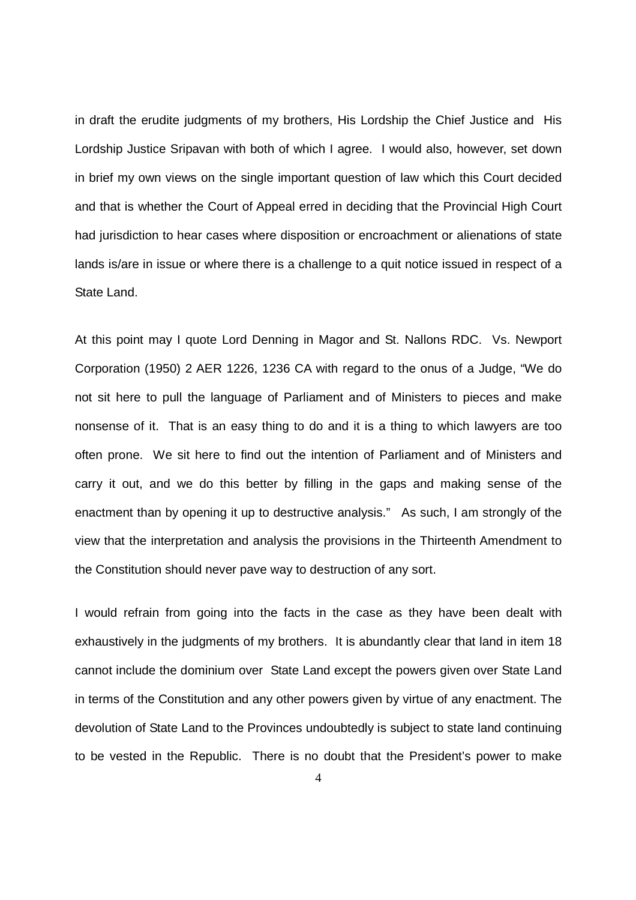in draft the erudite judgments of my brothers, His Lordship the Chief Justice and His Lordship Justice Sripavan with both of which I agree. I would also, however, set down in brief my own views on the single important question of law which this Court decided and that is whether the Court of Appeal erred in deciding that the Provincial High Court had jurisdiction to hear cases where disposition or encroachment or alienations of state lands is/are in issue or where there is a challenge to a quit notice issued in respect of a State Land.

At this point may I quote Lord Denning in Magor and St. Nallons RDC. Vs. Newport Corporation (1950) 2 AER 1226, 1236 CA with regard to the onus of a Judge, "We do not sit here to pull the language of Parliament and of Ministers to pieces and make nonsense of it. That is an easy thing to do and it is a thing to which lawyers are too often prone. We sit here to find out the intention of Parliament and of Ministers and carry it out, and we do this better by filling in the gaps and making sense of the enactment than by opening it up to destructive analysis." As such, I am strongly of the view that the interpretation and analysis the provisions in the Thirteenth Amendment to the Constitution should never pave way to destruction of any sort.

I would refrain from going into the facts in the case as they have been dealt with exhaustively in the judgments of my brothers. It is abundantly clear that land in item 18 cannot include the dominium over State Land except the powers given over State Land in terms of the Constitution and any other powers given by virtue of any enactment. The devolution of State Land to the Provinces undoubtedly is subject to state land continuing to be vested in the Republic. There is no doubt that the President's power to make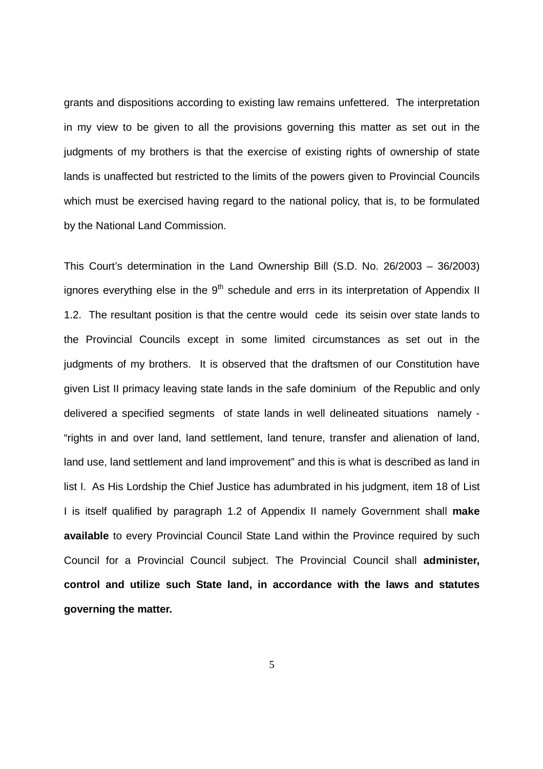grants and dispositions according to existing law remains unfettered. The interpretation in my view to be given to all the provisions governing this matter as set out in the judgments of my brothers is that the exercise of existing rights of ownership of state lands is unaffected but restricted to the limits of the powers given to Provincial Councils which must be exercised having regard to the national policy, that is, to be formulated by the National Land Commission.

This Court's determination in the Land Ownership Bill (S.D. No. 26/2003 – 36/2003) ignores everything else in the 9th schedule and errs in its interpretation of Appendix II 1.2. The resultant position is that the centre would cede its seisin over state lands to the Provincial Councils except in some limited circumstances as set out in the judgments of my brothers. It is observed that the draftsmen of our Constitution have given List II primacy leaving state lands in the safe dominium of the Republic and only delivered a specified segments of state lands in well delineated situations namely - "rights in and over land, land settlement, land tenure, transfer and alienation of land, land use, land settlement and land improvement" and this is what is described as land in list I. As His Lordship the Chief Justice has adumbrated in his judgment, item 18 of List I is itself qualified by paragraph 1.2 of Appendix II namely Government shall **make available** to every Provincial Council State Land within the Province required by such Council for a Provincial Council subject. The Provincial Council shall **administer, control and utilize such State land, in accordance with the laws and statutes governing the matter.**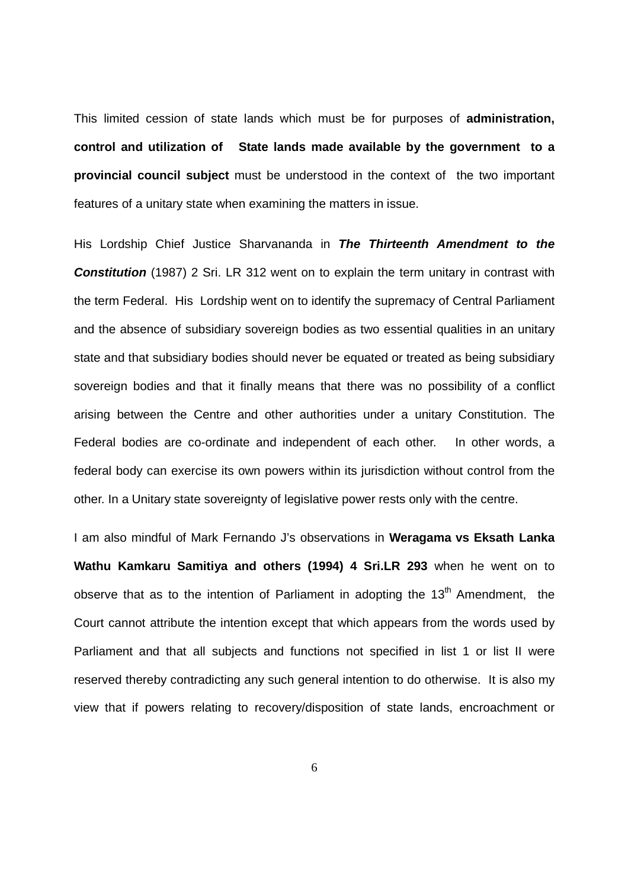This limited cession of state lands which must be for purposes of **administration, control and utilization of State lands made available by the government to a provincial council subject** must be understood in the context of the two important features of a unitary state when examining the matters in issue.

His Lordship Chief Justice Sharvananda in ***The Thirteenth Amendment to the Constitution*** (1987) 2 Sri. LR 312 went on to explain the term unitary in contrast with the term Federal. His Lordship went on to identify the supremacy of Central Parliament and the absence of subsidiary sovereign bodies as two essential qualities in an unitary state and that subsidiary bodies should never be equated or treated as being subsidiary sovereign bodies and that it finally means that there was no possibility of a conflict arising between the Centre and other authorities under a unitary Constitution. The Federal bodies are co-ordinate and independent of each other. In other words, a federal body can exercise its own powers within its jurisdiction without control from the other. In a Unitary state sovereignty of legislative power rests only with the centre.

I am also mindful of Mark Fernando J's observations in **Weragama vs Eksath Lanka Wathu Kamkaru Samitiya and others (1994) 4 Sri.LR 293** when he went on to observe that as to the intention of Parliament in adopting the 13th Amendment, the Court cannot attribute the intention except that which appears from the words used by Parliament and that all subjects and functions not specified in list 1 or list II were reserved thereby contradicting any such general intention to do otherwise. It is also my view that if powers relating to recovery/disposition of state lands, encroachment or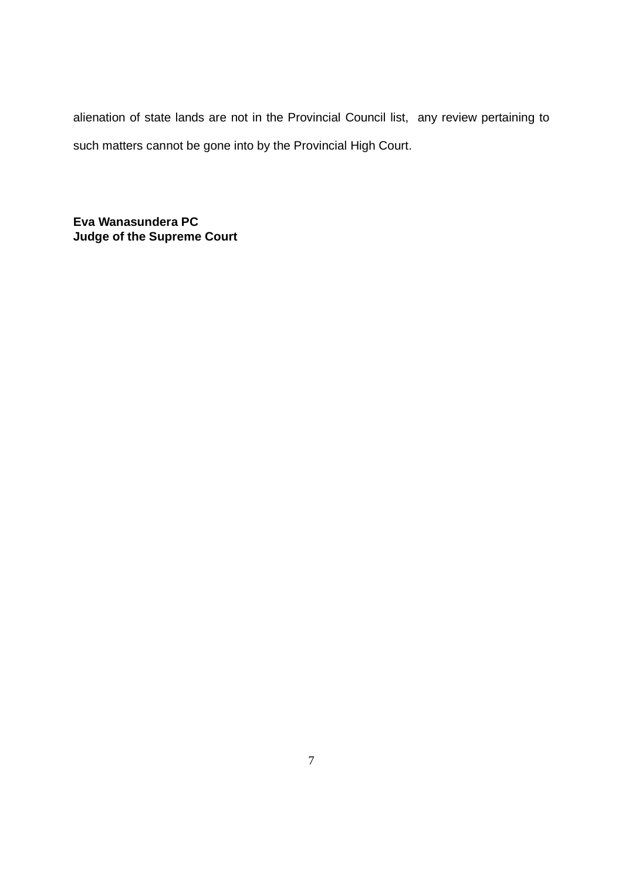alienation of state lands are not in the Provincial Council list, any review pertaining to such matters cannot be gone into by the Provincial High Court.

**Eva Wanasundera PC**
**Judge of the Supreme Court**